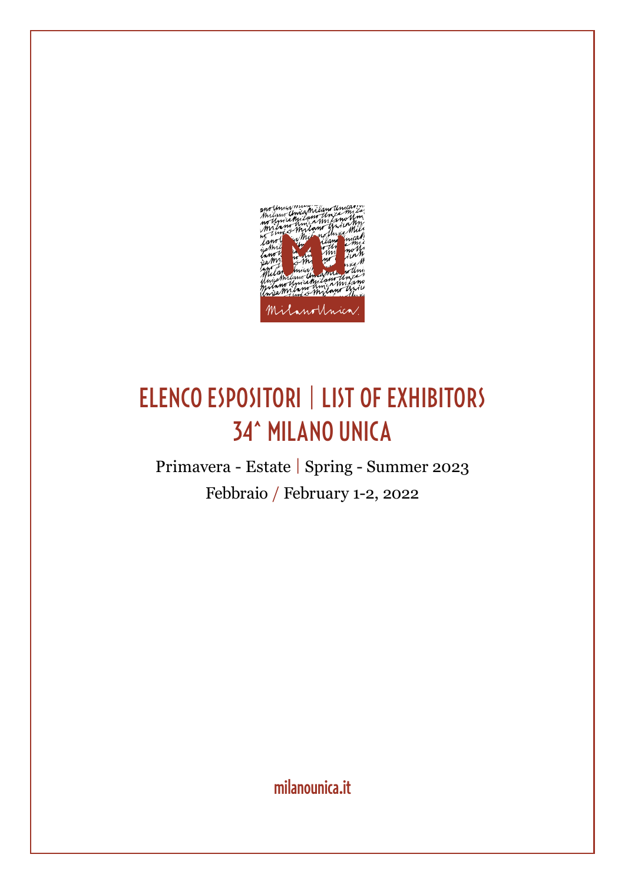# ELENCO ESPOSITORI | LIST OF EXHIBITORS
# 34^ MILANO UNICA

Primavera - Estate | Spring - Summer 2023

Febbraio / February 1-2, 2022

milanounica.it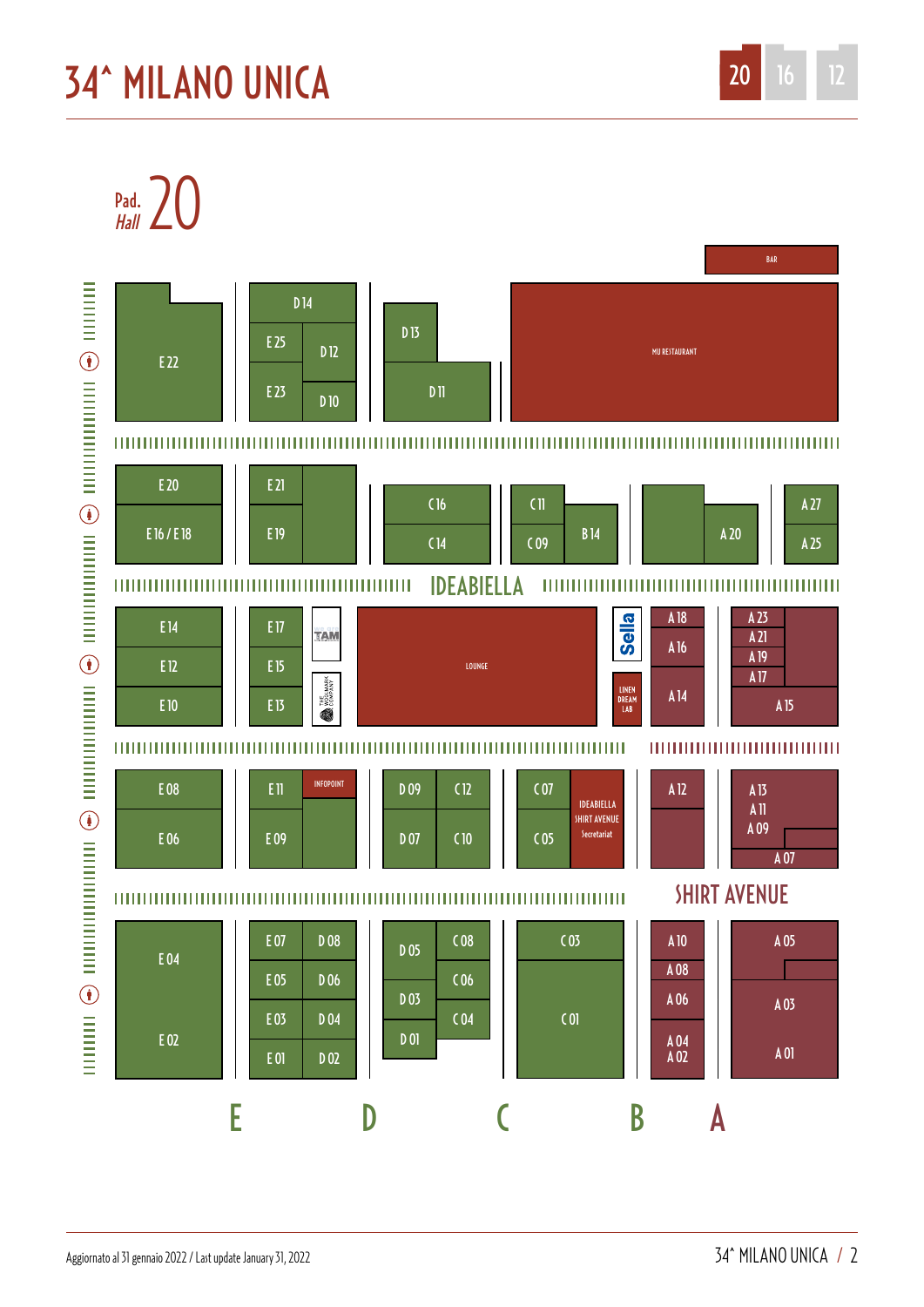# 34^ MILANO UNICA

20 16 12

## Pad. 20 *Hall*

BAR

E 22

D 14

E 25

D 12

E 23

D 10

D 13

D 11

MU RESTAURANT

E 20

E 16 / E 18

E 21

E 19

C 16

C 14

C 11

C 09

B 14

A 20

A 27

A 25

IDEABIELLA

E 14

E 12

E 10

E 17

E 15

E 13

TAM

THE WOOLMARK COMPANY

LOUNGE

Sella

LINEN DREAM LAB

A 18

A 16

A 14

A 23

A 21

A 19

A 17

A 15

E 08

E 06

E 11

INFOPOINT

E 09

D 09

D 07

C 12

C 10

C 07

C 05

IDEABIELLA SHIRT AVENUE Secretariat

A 12

A 13

A 11

A 09

A 07

SHIRT AVENUE

E 04

E 02

E 07

E 05

E 03

E 01

D 08

D 06

D 04

D 02

D 05

D 03

D 01

C 08

C 06

C 04

C 03

C 01

A 10

A 08

A 06

A 04

A 02

A 05

A 03

A 01

E D C B A

Aggiornato al 31 gennaio 2022 / Last update January 31, 2022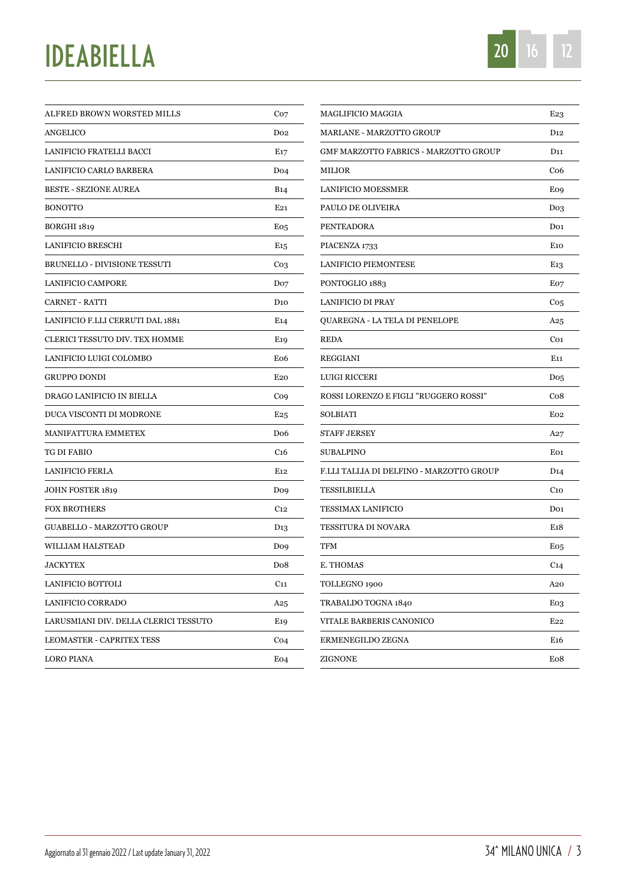# IDEABIELLA

20 16 12

| | |
|---|---|
| ALFRED BROWN WORSTED MILLS | C07 |
| ANGELICO | D02 |
| LANIFICIO FRATELLI BACCI | E17 |
| LANIFICIO CARLO BARBERA | D04 |
| BESTE - SEZIONE AUREA | B14 |
| BONOTTO | E21 |
| BORGHI 1819 | E05 |
| LANIFICIO BRESCHI | E15 |
| BRUNELLO - DIVISIONE TESSUTI | C03 |
| LANIFICIO CAMPORE | D07 |
| CARNET - RATTI | D10 |
| LANIFICIO F.LLI CERRUTI DAL 1881 | E14 |
| CLERICI TESSUTO DIV. TEX HOMME | E19 |
| LANIFICIO LUIGI COLOMBO | E06 |
| GRUPPO DONDI | E20 |
| DRAGO LANIFICIO IN BIELLA | C09 |
| DUCA VISCONTI DI MODRONE | E25 |
| MANIFATTURA EMMETEX | D06 |
| TG DI FABIO | C16 |
| LANIFICIO FERLA | E12 |
| JOHN FOSTER 1819 | D09 |
| FOX BROTHERS | C12 |
| GUABELLO - MARZOTTO GROUP | D13 |
| WILLIAM HALSTEAD | D09 |
| JACKYTEX | D08 |
| LANIFICIO BOTTOLI | C11 |
| LANIFICIO CORRADO | A25 |
| LARUSMIANI DIV. DELLA CLERICI TESSUTO | E19 |
| LEOMASTER - CAPRITEX TESS | C04 |
| LORO PIANA | E04 |
| MAGLIFICIO MAGGIA | E23 |
| MARLANE - MARZOTTO GROUP | D12 |
| GMF MARZOTTO FABRICS - MARZOTTO GROUP | D11 |
| MILIOR | C06 |
| LANIFICIO MOESSMER | E09 |
| PAULO DE OLIVEIRA | D03 |
| PENTEADORA | D01 |
| PIACENZA 1733 | E10 |
| LANIFICIO PIEMONTESE | E13 |
| PONTOGLIO 1883 | E07 |
| LANIFICIO DI PRAY | C05 |
| QUAREGNA - LA TELA DI PENELOPE | A25 |
| REDA | C01 |
| REGGIANI | E11 |
| LUIGI RICCERI | D05 |
| ROSSI LORENZO E FIGLI "RUGGERO ROSSI" | C08 |
| SOLBIATI | E02 |
| STAFF JERSEY | A27 |
| SUBALPINO | E01 |
| F.LLI TALLIA DI DELFINO - MARZOTTO GROUP | D14 |
| TESSILBIELLA | C10 |
| TESSIMAX LANIFICIO | D01 |
| TESSITURA DI NOVARA | E18 |
| TFM | E05 |
| E. THOMAS | C14 |
| TOLLEGNO 1900 | A20 |
| TRABALDO TOGNA 1840 | E03 |
| VITALE BARBERIS CANONICO | E22 |
| ERMENEGILDO ZEGNA | E16 |
| ZIGNONE | E08 |

Aggiornato al 31 gennaio 2022 / Last update January 31, 2022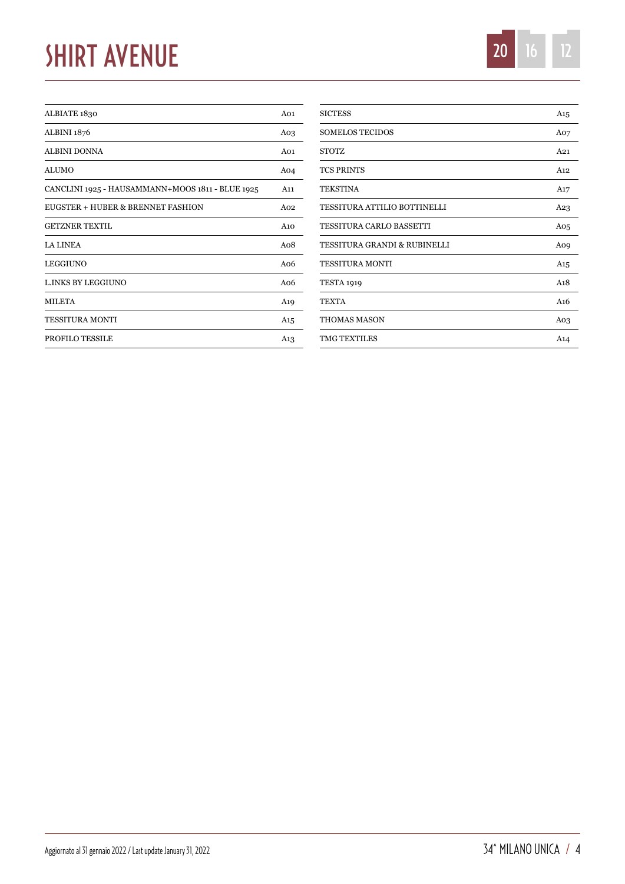# SHIRT AVENUE

20 16 12

| | |
|---|---|
| ALBIATE 1830 | A01 |
| ALBINI 1876 | A03 |
| ALBINI DONNA | A01 |
| ALUMO | A04 |
| CANCLINI 1925 - HAUSAMMANN+MOOS 1811 - BLUE 1925 | A11 |
| EUGSTER + HUBER & BRENNET FASHION | A02 |
| GETZNER TEXTIL | A10 |
| LA LINEA | A08 |
| LEGGIUNO | A06 |
| L.INKS BY LEGGIUNO | A06 |
| MILETA | A19 |
| TESSITURA MONTI | A15 |
| PROFILO TESSILE | A13 |
| SICTESS | A15 |
| SOMELOS TECIDOS | A07 |
| STOTZ | A21 |
| TCS PRINTS | A12 |
| TEKSTINA | A17 |
| TESSITURA ATTILIO BOTTINELLI | A23 |
| TESSITURA CARLO BASSETTI | A05 |
| TESSITURA GRANDI & RUBINELLI | A09 |
| TESSITURA MONTI | A15 |
| TESTA 1919 | A18 |
| TEXTA | A16 |
| THOMAS MASON | A03 |
| TMG TEXTILES | A14 |

Aggiornato al 31 gennaio 2022 / Last update January 31, 2022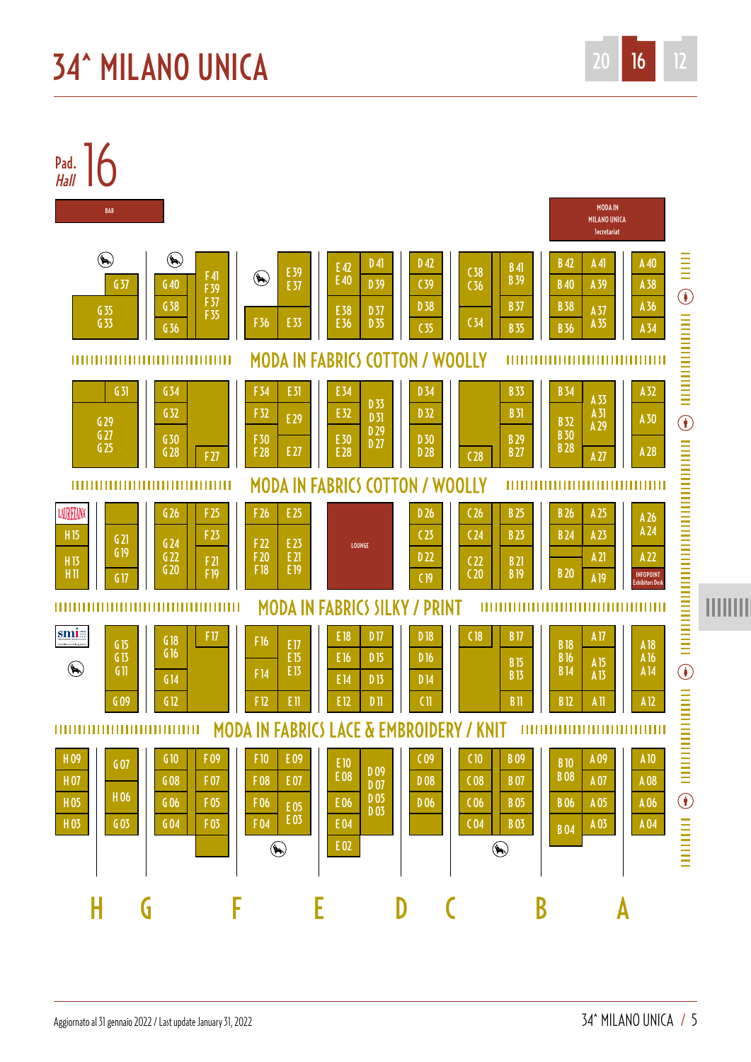# 34^ MILANO UNICA

20 16 12

## Pad. *Hall* 16

BAR

MODA IN MILANO UNICA Secretariat

G 37 G 35 G 33 G 40 G 38 G 36 F 41 F 39 F 37 F 35 F 36 E 39 E 37 E 33 E 42 E 40 E 38 E 36 D 41 D 39 D 37 D 35 D 42 C 39 D 38 C 35 C 38 C 36 C 34 B 41 B 39 B 37 B 35 B 42 B 40 B 38 B 36 A 41 A 39 A 37 A 35 A 40 A 38 A 36 A 34

### MODA IN FABRICS COTTON / WOOLLY

G 31 G 29 G 27 G 25 G 34 G 32 G 30 G 28 F 27 F 34 F 32 F 30 F 28 E 31 E 29 E 27 E 34 E 32 E 30 E 28 D 33 D 31 D 29 D 27 D 34 D 32 D 30 D 28 C 28 B 33 B 31 B 29 B 27 B 34 B 32 B 30 B 28 A 33 A 31 A 29 A 27 A 32 A 30 A 28

### MODA IN FABRICS COTTON / WOOLLY

LAURETANA H 15 H 13 H 11 G 21 G 19 G 17 G 26 G 24 G 22 G 20 F 25 F 23 F 21 F 19 F 26 F 22 F 20 F 18 E 25 E 23 E 21 E 19 LOUNGE D 26 C 23 D 22 C 19 C 26 C 24 C 22 C 20 B 25 B 23 B 21 B 19 B 26 B 24 B 20 A 25 A 23 A 21 A 19 A 26 A 24 A 22 INFOPOINT Exhibitors Desk

### MODA IN FABRICS SILKY / PRINT

smi G 15 G 13 G 11 G 09 G 18 G 16 G 14 G 12 F 17 F 16 F 14 F 12 E 17 E 15 E 13 E 11 E 18 E 16 E 14 E 12 D 17 D 15 D 13 D 11 D 18 D 16 D 14 C 11 C 18 B 17 B 15 B 13 B 11 B 18 B 16 B 14 B 12 A 17 A 15 A 13 A 11 A 18 A 16 A 14 A 12

### MODA IN FABRICS LACE & EMBROIDERY / KNIT

H 09 H 07 H 05 H 03 G 07 H 06 G 03 G 10 G 08 G 06 G 04 F 09 F 07 F 05 F 03 F 10 F 08 F 06 F 04 E 09 E 07 E 05 E 03 E 10 E 08 E 06 E 04 E 02 D 09 D 07 D 05 D 03 C 09 D 08 D 06 C 10 C 08 C 06 C 04 B 09 B 07 B 05 B 03 B 10 B 08 B 06 B 04 A 09 A 07 A 05 A 03 A 10 A 08 A 06 A 04

H G F E D C B A

Aggiornato al 31 gennaio 2022 / Last update January 31, 2022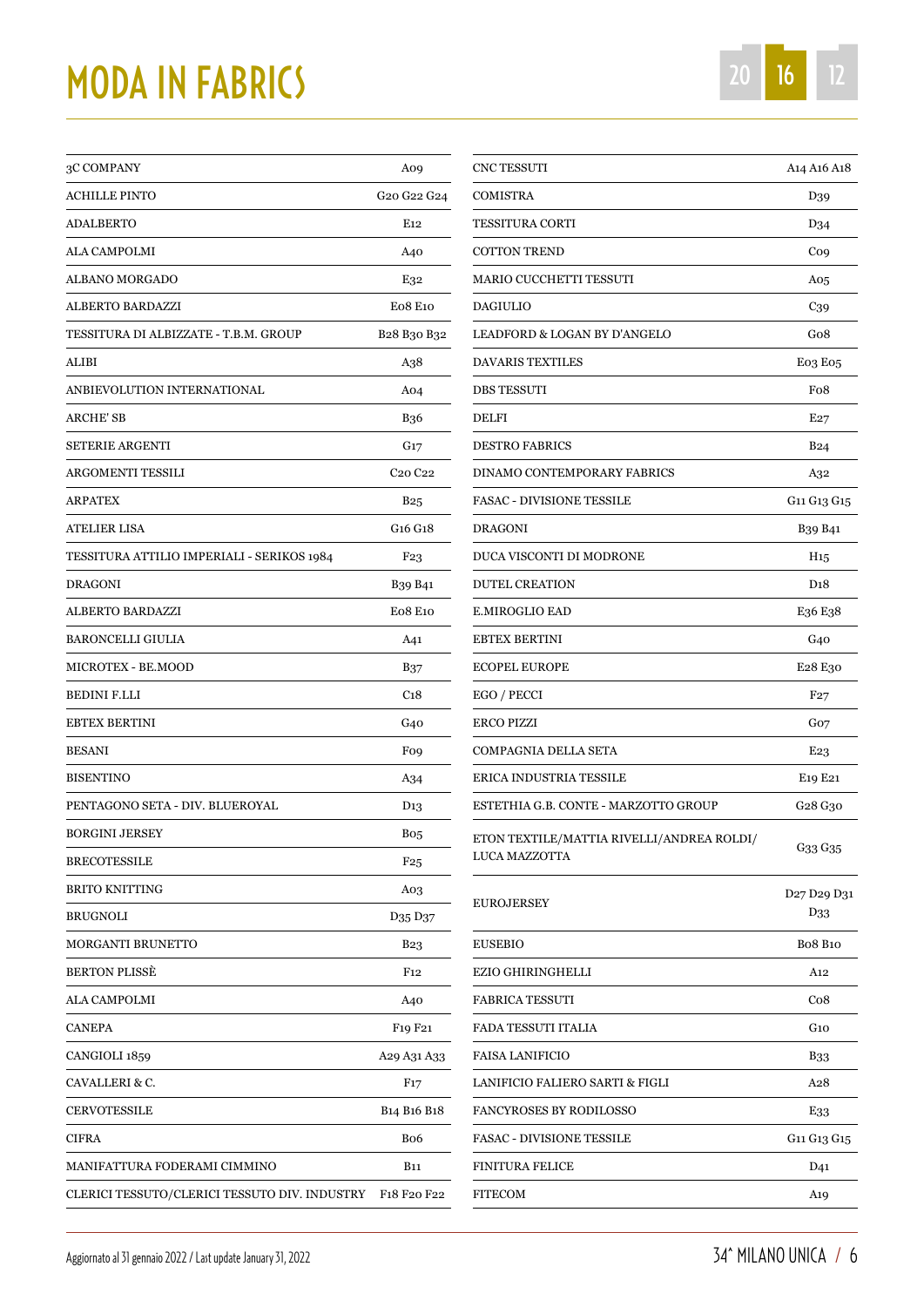# MODA IN FABRICS

| | |
|---|---|
| 3C COMPANY | A09 |
| ACHILLE PINTO | G20 G22 G24 |
| ADALBERTO | E12 |
| ALA CAMPOLMI | A40 |
| ALBANO MORGADO | E32 |
| ALBERTO BARDAZZI | E08 E10 |
| TESSITURA DI ALBIZZATE - T.B.M. GROUP | B28 B30 B32 |
| ALIBI | A38 |
| ANBIEVOLUTION INTERNATIONAL | A04 |
| ARCHE' SB | B36 |
| SETERIE ARGENTI | G17 |
| ARGOMENTI TESSILI | C20 C22 |
| ARPATEX | B25 |
| ATELIER LISA | G16 G18 |
| TESSITURA ATTILIO IMPERIALI - SERIKOS 1984 | F23 |
| DRAGONI | B39 B41 |
| ALBERTO BARDAZZI | E08 E10 |
| BARONCELLI GIULIA | A41 |
| MICROTEX - BE.MOOD | B37 |
| BEDINI F.LLI | C18 |
| EBTEX BERTINI | G40 |
| BESANI | F09 |
| BISENTINO | A34 |
| PENTAGONO SETA - DIV. BLUEROYAL | D13 |
| BORGINI JERSEY | B05 |
| BRECOTESSILE | F25 |
| BRITO KNITTING | A03 |
| BRUGNOLI | D35 D37 |
| MORGANTI BRUNETTO | B23 |
| BERTON PLISSÈ | F12 |
| ALA CAMPOLMI | A40 |
| CANEPA | F19 F21 |
| CANGIOLI 1859 | A29 A31 A33 |
| CAVALLERI & C. | F17 |
| CERVOTESSILE | B14 B16 B18 |
| CIFRA | B06 |
| MANIFATTURA FODERAMI CIMMINO | B11 |
| CLERICI TESSUTO/CLERICI TESSUTO DIV. INDUSTRY | F18 F20 F22 |
| CNC TESSUTI | A14 A16 A18 |
| COMISTRA | D39 |
| TESSITURA CORTI | D34 |
| COTTON TREND | C09 |
| MARIO CUCCHETTI TESSUTI | A05 |
| DAGIULIO | C39 |
| LEADFORD & LOGAN BY D'ANGELO | G08 |
| DAVARIS TEXTILES | E03 E05 |
| DBS TESSUTI | F08 |
| DELFI | E27 |
| DESTRO FABRICS | B24 |
| DINAMO CONTEMPORARY FABRICS | A32 |
| FASAC - DIVISIONE TESSILE | G11 G13 G15 |
| DRAGONI | B39 B41 |
| DUCA VISCONTI DI MODRONE | H15 |
| DUTEL CREATION | D18 |
| E.MIROGLIO EAD | E36 E38 |
| EBTEX BERTINI | G40 |
| ECOPEL EUROPE | E28 E30 |
| EGO / PECCI | F27 |
| ERCO PIZZI | G07 |
| COMPAGNIA DELLA SETA | E23 |
| ERICA INDUSTRIA TESSILE | E19 E21 |
| ESTETHIA G.B. CONTE - MARZOTTO GROUP | G28 G30 |
| ETON TEXTILE/MATTIA RIVELLI/ANDREA ROLDI/ LUCA MAZZOTTA | G33 G35 |
| EUROJERSEY | D27 D29 D31 D33 |
| EUSEBIO | B08 B10 |
| EZIO GHIRINGHELLI | A12 |
| FABRICA TESSUTI | C08 |
| FADA TESSUTI ITALIA | G10 |
| FAISA LANIFICIO | B33 |
| LANIFICIO FALIERO SARTI & FIGLI | A28 |
| FANCYROSES BY RODILOSSO | E33 |
| FASAC - DIVISIONE TESSILE | G11 G13 G15 |
| FINITURA FELICE | D41 |
| FITECOM | A19 |

Aggiornato al 31 gennaio 2022 / Last update January 31, 2022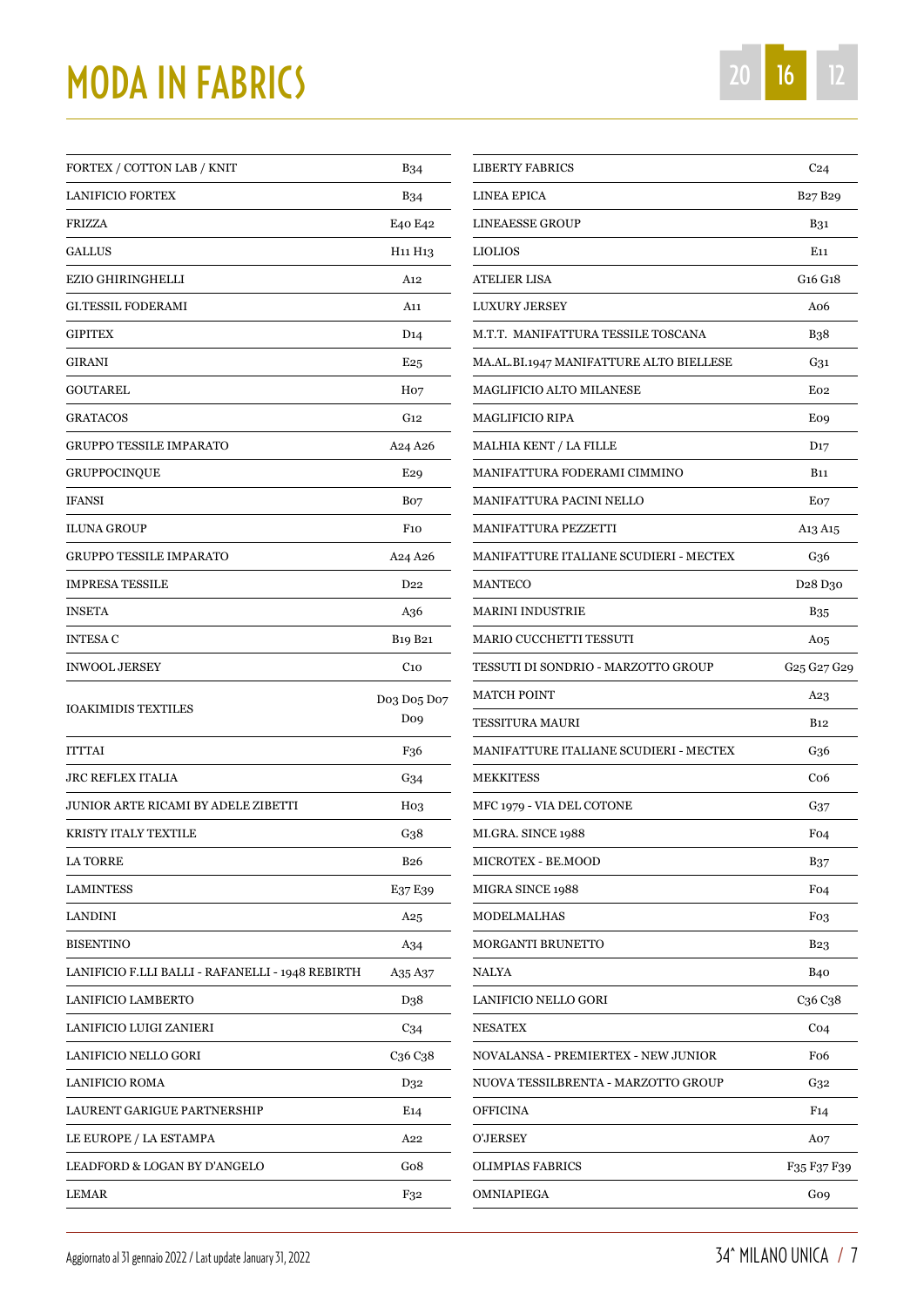# MODA IN FABRICS

| | |
|---|---|
| FORTEX / COTTON LAB / KNIT | B34 |
| LANIFICIO FORTEX | B34 |
| FRIZZA | E40 E42 |
| GALLUS | H11 H13 |
| EZIO GHIRINGHELLI | A12 |
| GI.TESSIL FODERAMI | A11 |
| GIPITEX | D14 |
| GIRANI | E25 |
| GOUTAREL | H07 |
| GRATACOS | G12 |
| GRUPPO TESSILE IMPARATO | A24 A26 |
| GRUPPOCINQUE | E29 |
| IFANSI | B07 |
| ILUNA GROUP | F10 |
| GRUPPO TESSILE IMPARATO | A24 A26 |
| IMPRESA TESSILE | D22 |
| INSETA | A36 |
| INTESA C | B19 B21 |
| INWOOL JERSEY | C10 |
| IOAKIMIDIS TEXTILES | D03 D05 D07 D09 |
| ITTTAI | F36 |
| JRC REFLEX ITALIA | G34 |
| JUNIOR ARTE RICAMI BY ADELE ZIBETTI | H03 |
| KRISTY ITALY TEXTILE | G38 |
| LA TORRE | B26 |
| LAMINTESS | E37 E39 |
| LANDINI | A25 |
| BISENTINO | A34 |
| LANIFICIO F.LLI BALLI - RAFANELLI - 1948 REBIRTH | A35 A37 |
| LANIFICIO LAMBERTO | D38 |
| LANIFICIO LUIGI ZANIERI | C34 |
| LANIFICIO NELLO GORI | C36 C38 |
| LANIFICIO ROMA | D32 |
| LAURENT GARIGUE PARTNERSHIP | E14 |
| LE EUROPE / LA ESTAMPA | A22 |
| LEADFORD & LOGAN BY D'ANGELO | G08 |
| LEMAR | F32 |
| LIBERTY FABRICS | C24 |
| LINEA EPICA | B27 B29 |
| LINEAESSE GROUP | B31 |
| LIOLIOS | E11 |
| ATELIER LISA | G16 G18 |
| LUXURY JERSEY | A06 |
| M.T.T. MANIFATTURA TESSILE TOSCANA | B38 |
| MA.AL.BI.1947 MANIFATTURE ALTO BIELLESE | G31 |
| MAGLIFICIO ALTO MILANESE | E02 |
| MAGLIFICIO RIPA | E09 |
| MALHIA KENT / LA FILLE | D17 |
| MANIFATTURA FODERAMI CIMMINO | B11 |
| MANIFATTURA PACINI NELLO | E07 |
| MANIFATTURA PEZZETTI | A13 A15 |
| MANIFATTURE ITALIANE SCUDIERI - MECTEX | G36 |
| MANTECO | D28 D30 |
| MARINI INDUSTRIE | B35 |
| MARIO CUCCHETTI TESSUTI | A05 |
| TESSUTI DI SONDRIO - MARZOTTO GROUP | G25 G27 G29 |
| MATCH POINT | A23 |
| TESSITURA MAURI | B12 |
| MANIFATTURE ITALIANE SCUDIERI - MECTEX | G36 |
| MEKKITESS | C06 |
| MFC 1979 - VIA DEL COTONE | G37 |
| MI.GRA. SINCE 1988 | F04 |
| MICROTEX - BE.MOOD | B37 |
| MIGRA SINCE 1988 | F04 |
| MODELMALHAS | F03 |
| MORGANTI BRUNETTO | B23 |
| NALYA | B40 |
| LANIFICIO NELLO GORI | C36 C38 |
| NESATEX | C04 |
| NOVALANSA - PREMIERTEX - NEW JUNIOR | F06 |
| NUOVA TESSILBRENTA - MARZOTTO GROUP | G32 |
| OFFICINA | F14 |
| O'JERSEY | A07 |
| OLIMPIAS FABRICS | F35 F37 F39 |
| OMNIAPIEGA | G09 |

Aggiornato al 31 gennaio 2022 / Last update January 31, 2022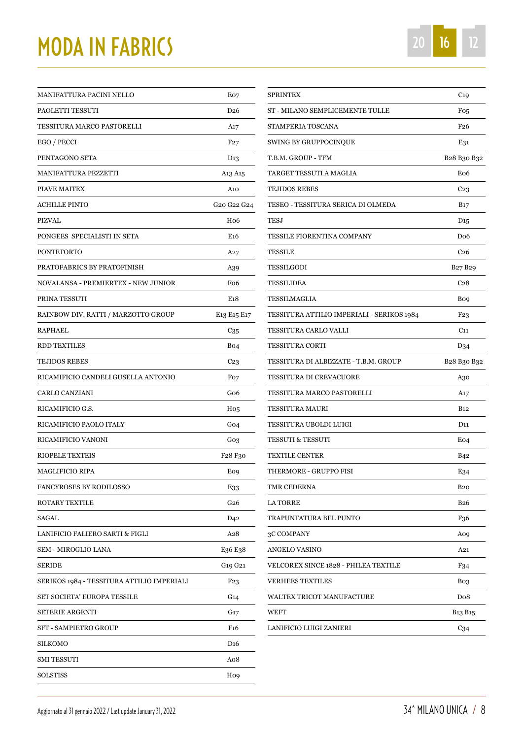# MODA IN FABRICS

| | |
|---|---|
| MANIFATTURA PACINI NELLO | E07 |
| PAOLETTI TESSUTI | D26 |
| TESSITURA MARCO PASTORELLI | A17 |
| EGO / PECCI | F27 |
| PENTAGONO SETA | D13 |
| MANIFATTURA PEZZETTI | A13 A15 |
| PIAVE MAITEX | A10 |
| ACHILLE PINTO | G20 G22 G24 |
| PIZVAL | H06 |
| PONGEES SPECIALISTI IN SETA | E16 |
| PONTETORTO | A27 |
| PRATOFABRICS BY PRATOFINISH | A39 |
| NOVALANSA - PREMIERTEX - NEW JUNIOR | F06 |
| PRINA TESSUTI | E18 |
| RAINBOW DIV. RATTI / MARZOTTO GROUP | E13 E15 E17 |
| RAPHAEL | C35 |
| RDD TEXTILES | B04 |
| TEJIDOS REBES | C23 |
| RICAMIFICIO CANDELI GUSELLA ANTONIO | F07 |
| CARLO CANZIANI | G06 |
| RICAMIFICIO G.S. | H05 |
| RICAMIFICIO PAOLO ITALY | G04 |
| RICAMIFICIO VANONI | G03 |
| RIOPELE TEXTEIS | F28 F30 |
| MAGLIFICIO RIPA | E09 |
| FANCYROSES BY RODILOSSO | E33 |
| ROTARY TEXTILE | G26 |
| SAGAL | D42 |
| LANIFICIO FALIERO SARTI & FIGLI | A28 |
| SEM - MIROGLIO LANA | E36 E38 |
| SERIDE | G19 G21 |
| SERIKOS 1984 - TESSITURA ATTILIO IMPERIALI | F23 |
| SET SOCIETA' EUROPA TESSILE | G14 |
| SETERIE ARGENTI | G17 |
| SFT - SAMPIETRO GROUP | F16 |
| SILKOMO | D16 |
| SMI TESSUTI | A08 |
| SOLSTISS | H09 |
| SPRINTEX | C19 |
| ST - MILANO SEMPLICEMENTE TULLE | F05 |
| STAMPERIA TOSCANA | F26 |
| SWING BY GRUPPOCINQUE | E31 |
| T.B.M. GROUP - TFM | B28 B30 B32 |
| TARGET TESSUTI A MAGLIA | E06 |
| TEJIDOS REBES | C23 |
| TESEO - TESSITURA SERICA DI OLMEDA | B17 |
| TESJ | D15 |
| TESSILE FIORENTINA COMPANY | D06 |
| TESSILE | C26 |
| TESSILGODI | B27 B29 |
| TESSILIDEA | C28 |
| TESSILMAGLIA | B09 |
| TESSITURA ATTILIO IMPERIALI - SERIKOS 1984 | F23 |
| TESSITURA CARLO VALLI | C11 |
| TESSITURA CORTI | D34 |
| TESSITURA DI ALBIZZATE - T.B.M. GROUP | B28 B30 B32 |
| TESSITURA DI CREVACUORE | A30 |
| TESSITURA MARCO PASTORELLI | A17 |
| TESSITURA MAURI | B12 |
| TESSITURA UBOLDI LUIGI | D11 |
| TESSUTI & TESSUTI | E04 |
| TEXTILE CENTER | B42 |
| THERMORE - GRUPPO FISI | E34 |
| TMR CEDERNA | B20 |
| LA TORRE | B26 |
| TRAPUNTATURA BEL PUNTO | F36 |
| 3C COMPANY | A09 |
| ANGELO VASINO | A21 |
| VELCOREX SINCE 1828 - PHILEA TEXTILE | F34 |
| VERHEES TEXTILES | B03 |
| WALTEX TRICOT MANUFACTURE | D08 |
| WEFT | B13 B15 |
| LANIFICIO LUIGI ZANIERI | C34 |

Aggiornato al 31 gennaio 2022 / Last update January 31, 2022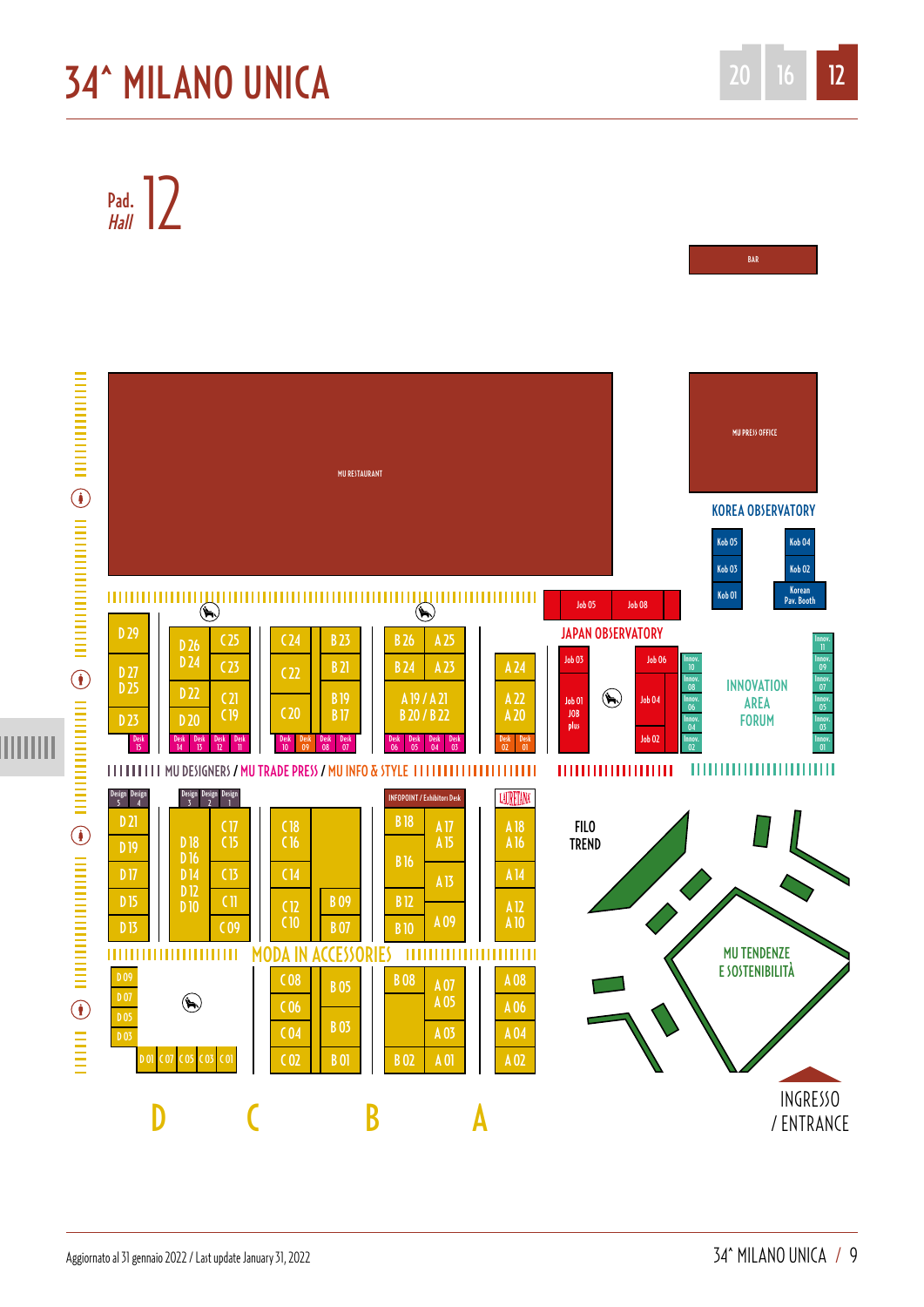# 34^ MILANO UNICA

20 | 16 | 12

## Pad. *Hall* 12

BAR

MU RESTAURANT

MU PRESS OFFICE

KOREA OBSERVATORY

Kob 05 | Kob 04 | Kob 03 | Kob 02 | Kob 01 | Korean Pav. Booth

Job 05 | Job 08

JAPAN OBSERVATORY

Job 03 | Job 06 | Job 01 JOB plus | Job 04 | Job 02

Innov. 10 | Innov. 08 | Innov. 06 | Innov. 04 | Innov. 02

INNOVATION AREA FORUM

Innov. 11 | Innov. 09 | Innov. 07 | Innov. 05 | Innov. 03 | Innov. 01

D 29 | D 27 D 25 | D 23 | D 26 D 24 | D 22 | D 20 | C 25 | C 23 | C 21 C 19 | C 24 | C 22 | C 20 | B 23 | B 21 | B 19 B 17 | B 26 | B 24 | A 19 / A 21 B 20 / B 22 | A 25 | A 23 | A 24 | A 22 A 20

Desk 15 | Desk 14 | Desk 13 | Desk 12 | Desk 11 | Desk 10 | Desk 09 | Desk 08 | Desk 07 | Desk 06 | Desk 05 | Desk 04 | Desk 03 | Desk 02 | Desk 01

MU DESIGNERS / MU TRADE PRESS / MU INFO & STYLE

Design 5 | Design 4 | Design 3 | Design 2 | Design 1

INFOPOINT / Exhibitors Desk

LAURETANA

D 21 | D 19 | D 17 | D 15 | D 13 | D 18 D 16 | D 14 D 12 D 10 | C 17 C 15 | C 13 | C 11 | C 09 | C 18 C 16 | C 14 | C 12 C 10 | B 09 | B 07 | B 18 | B 16 | B 12 | B 10 | A 17 A 15 | A 13 | A 09 | A 18 A 16 | A 14 | A 12 A 10

FILO TREND

MODA IN ACCESSORIES

D 09 | D 07 | D 05 | D 03 | D 01 | C 07 | C 05 | C 03 | C 01 | C 08 | C 06 | C 04 | C 02 | B 05 | B 03 | B 01 | B 08 | B 02 | A 07 A 05 | A 03 | A 01 | A 08 | A 06 | A 04 | A 02

MU TENDENZE E SOSTENIBILITÀ

INGRESSO / ENTRANCE

D | C | B | A

Aggiornato al 31 gennaio 2022 / Last update January 31, 2022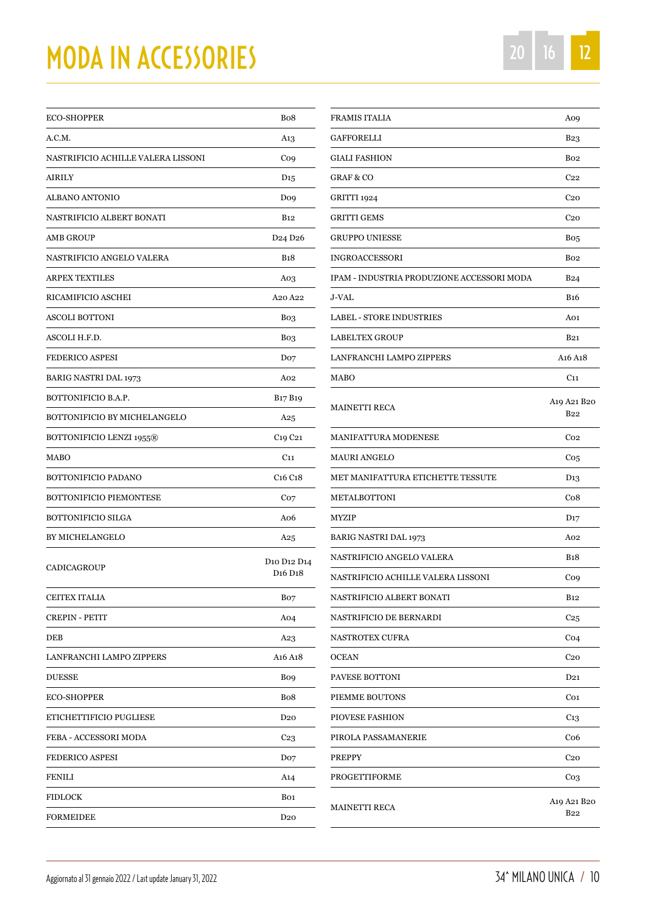# MODA IN ACCESSORIES

| | |
|---|---|
| ECO-SHOPPER | B08 |
| A.C.M. | A13 |
| NASTRIFICIO ACHILLE VALERA LISSONI | C09 |
| AIRILY | D15 |
| ALBANO ANTONIO | D09 |
| NASTRIFICIO ALBERT BONATI | B12 |
| AMB GROUP | D24 D26 |
| NASTRIFICIO ANGELO VALERA | B18 |
| ARPEX TEXTILES | A03 |
| RICAMIFICIO ASCHEI | A20 A22 |
| ASCOLI BOTTONI | B03 |
| ASCOLI H.F.D. | B03 |
| FEDERICO ASPESI | D07 |
| BARIG NASTRI DAL 1973 | A02 |
| BOTTONIFICIO B.A.P. | B17 B19 |
| BOTTONIFICIO BY MICHELANGELO | A25 |
| BOTTONIFICIO LENZI 1955® | C19 C21 |
| MABO | C11 |
| BOTTONIFICIO PADANO | C16 C18 |
| BOTTONIFICIO PIEMONTESE | C07 |
| BOTTONIFICIO SILGA | A06 |
| BY MICHELANGELO | A25 |
| CADICAGROUP | D10 D12 D14 D16 D18 |
| CEITEX ITALIA | B07 |
| CREPIN - PETIT | A04 |
| DEB | A23 |
| LANFRANCHI LAMPO ZIPPERS | A16 A18 |
| DUESSE | B09 |
| ECO-SHOPPER | B08 |
| ETICHETTIFICIO PUGLIESE | D20 |
| FEBA - ACCESSORI MODA | C23 |
| FEDERICO ASPESI | D07 |
| FENILI | A14 |
| FIDLOCK | B01 |
| FORMEIDEE | D20 |
| FRAMIS ITALIA | A09 |
| GAFFORELLI | B23 |
| GIALI FASHION | B02 |
| GRAF & CO | C22 |
| GRITTI 1924 | C20 |
| GRITTI GEMS | C20 |
| GRUPPO UNIESSE | B05 |
| INGROACCESSORI | B02 |
| IPAM - INDUSTRIA PRODUZIONE ACCESSORI MODA | B24 |
| J-VAL | B16 |
| LABEL - STORE INDUSTRIES | A01 |
| LABELTEX GROUP | B21 |
| LANFRANCHI LAMPO ZIPPERS | A16 A18 |
| MABO | C11 |
| MAINETTI RECA | A19 A21 B20 B22 |
| MANIFATTURA MODENESE | C02 |
| MAURI ANGELO | C05 |
| MET MANIFATTURA ETICHETTE TESSUTE | D13 |
| METALBOTTONI | C08 |
| MYZIP | D17 |
| BARIG NASTRI DAL 1973 | A02 |
| NASTRIFICIO ANGELO VALERA | B18 |
| NASTRIFICIO ACHILLE VALERA LISSONI | C09 |
| NASTRIFICIO ALBERT BONATI | B12 |
| NASTRIFICIO DE BERNARDI | C25 |
| NASTROTEX CUFRA | C04 |
| OCEAN | C20 |
| PAVESE BOTTONI | D21 |
| PIEMME BOUTONS | C01 |
| PIOVESE FASHION | C13 |
| PIROLA PASSAMANERIE | C06 |
| PREPPY | C20 |
| PROGETTIFORME | C03 |
| MAINETTI RECA | A19 A21 B20 B22 |

Aggiornato al 31 gennaio 2022 / Last update January 31, 2022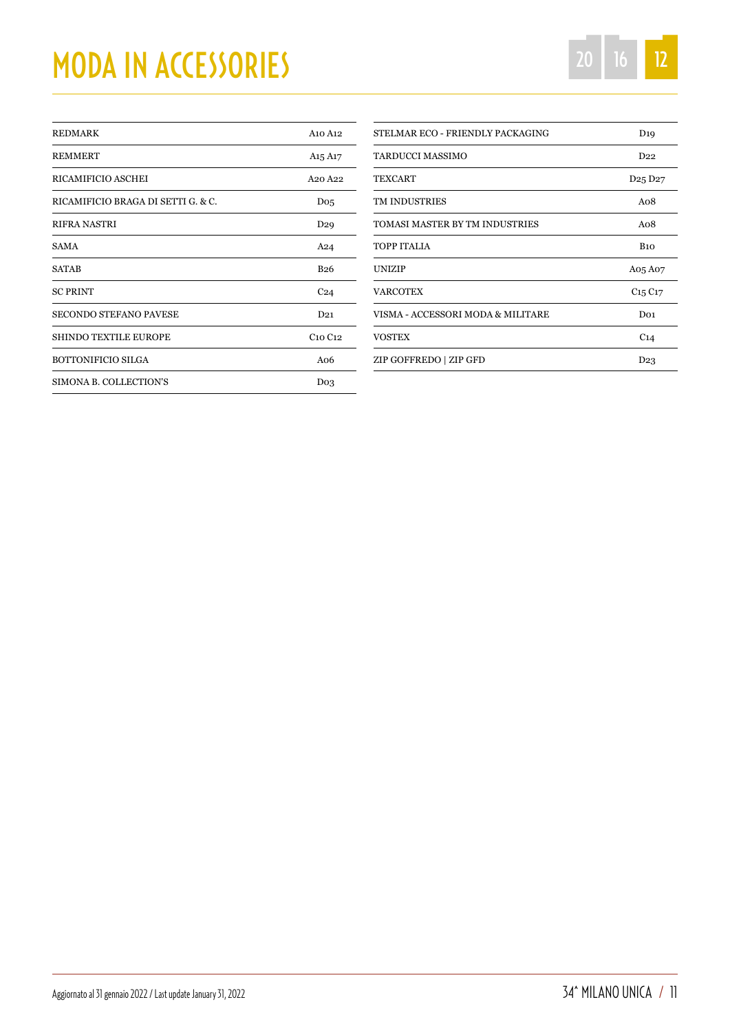# MODA IN ACCESSORIES

20 16 12

| | |
|---|---|
| REDMARK | A10 A12 |
| REMMERT | A15 A17 |
| RICAMIFICIO ASCHEI | A20 A22 |
| RICAMIFICIO BRAGA DI SETTI G. & C. | D05 |
| RIFRA NASTRI | D29 |
| SAMA | A24 |
| SATAB | B26 |
| SC PRINT | C24 |
| SECONDO STEFANO PAVESE | D21 |
| SHINDO TEXTILE EUROPE | C10 C12 |
| BOTTONIFICIO SILGA | A06 |
| SIMONA B. COLLECTION'S | D03 |
| STELMAR ECO - FRIENDLY PACKAGING | D19 |
| TARDUCCI MASSIMO | D22 |
| TEXCART | D25 D27 |
| TM INDUSTRIES | A08 |
| TOMASI MASTER BY TM INDUSTRIES | A08 |
| TOPP ITALIA | B10 |
| UNIZIP | A05 A07 |
| VARCOTEX | C15 C17 |
| VISMA - ACCESSORI MODA & MILITARE | D01 |
| VOSTEX | C14 |
| ZIP GOFFREDO \| ZIP GFD | D23 |

Aggiornato al 31 gennaio 2022 / Last update January 31, 2022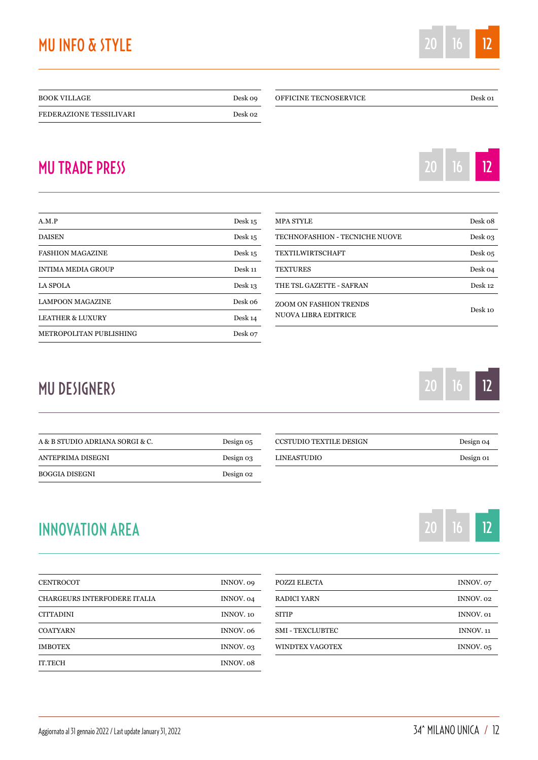## MU INFO & STYLE

| | |
|---|---|
| BOOK VILLAGE | Desk 09 |
| FEDERAZIONE TESSILIVARI | Desk 02 |
| OFFICINE TECNOSERVICE | Desk 01 |

## MU TRADE PRESS

| | |
|---|---|
| A.M.P | Desk 15 |
| DAISEN | Desk 15 |
| FASHION MAGAZINE | Desk 15 |
| INTIMA MEDIA GROUP | Desk 11 |
| LA SPOLA | Desk 13 |
| LAMPOON MAGAZINE | Desk 06 |
| LEATHER & LUXURY | Desk 14 |
| METROPOLITAN PUBLISHING | Desk 07 |
| MPA STYLE | Desk 08 |
| TECHNOFASHION - TECNICHE NUOVE | Desk 03 |
| TEXTILWIRTSCHAFT | Desk 05 |
| TEXTURES | Desk 04 |
| THE TSL GAZETTE - SAFRAN | Desk 12 |
| ZOOM ON FASHION TRENDS NUOVA LIBRA EDITRICE | Desk 10 |

## MU DESIGNERS

| | |
|---|---|
| A & B STUDIO ADRIANA SORGI & C. | Design 05 |
| ANTEPRIMA DISEGNI | Design 03 |
| BOGGIA DISEGNI | Design 02 |
| CCSTUDIO TEXTILE DESIGN | Design 04 |
| LINEASTUDIO | Design 01 |

## INNOVATION AREA

| | |
|---|---|
| CENTROCOT | INNOV. 09 |
| CHARGEURS INTERFODERE ITALIA | INNOV. 04 |
| CITTADINI | INNOV. 10 |
| COATYARN | INNOV. 06 |
| IMBOTEX | INNOV. 03 |
| IT.TECH | INNOV. 08 |
| POZZI ELECTA | INNOV. 07 |
| RADICI YARN | INNOV. 02 |
| SITIP | INNOV. 01 |
| SMI - TEXCLUBTEC | INNOV. 11 |
| WINDTEX VAGOTEX | INNOV. 05 |

Aggiornato al 31 gennaio 2022 / Last update January 31, 2022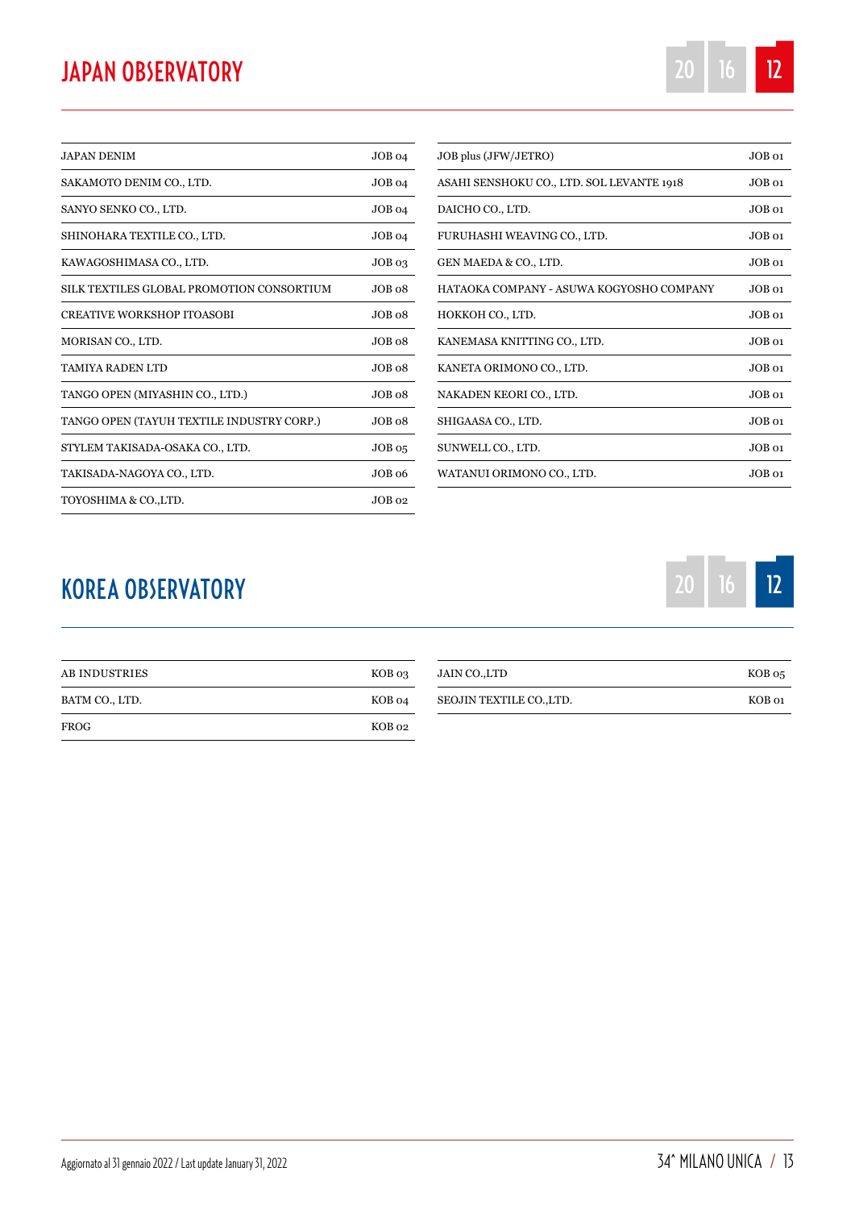## JAPAN OBSERVATORY

20 16 12

| | |
|---|---|
| JAPAN DENIM | JOB 04 |
| SAKAMOTO DENIM CO., LTD. | JOB 04 |
| SANYO SENKO CO., LTD. | JOB 04 |
| SHINOHARA TEXTILE CO., LTD. | JOB 04 |
| KAWAGOSHIMASA CO., LTD. | JOB 03 |
| SILK TEXTILES GLOBAL PROMOTION CONSORTIUM | JOB 08 |
| CREATIVE WORKSHOP ITOASOBI | JOB 08 |
| MORISAN CO., LTD. | JOB 08 |
| TAMIYA RADEN LTD | JOB 08 |
| TANGO OPEN (MIYASHIN CO., LTD.) | JOB 08 |
| TANGO OPEN (TAYUH TEXTILE INDUSTRY CORP.) | JOB 08 |
| STYLEM TAKISADA-OSAKA CO., LTD. | JOB 05 |
| TAKISADA-NAGOYA CO., LTD. | JOB 06 |
| TOYOSHIMA & CO.,LTD. | JOB 02 |
| JOB plus (JFW/JETRO) | JOB 01 |
| ASAHI SENSHOKU CO., LTD. SOL LEVANTE 1918 | JOB 01 |
| DAICHO CO., LTD. | JOB 01 |
| FURUHASHI WEAVING CO., LTD. | JOB 01 |
| GEN MAEDA & CO., LTD. | JOB 01 |
| HATAOKA COMPANY - ASUWA KOGYOSHO COMPANY | JOB 01 |
| HOKKOH CO., LTD. | JOB 01 |
| KANEMASA KNITTING CO., LTD. | JOB 01 |
| KANETA ORIMONO CO., LTD. | JOB 01 |
| NAKADEN KEORI CO., LTD. | JOB 01 |
| SHIGAASA CO., LTD. | JOB 01 |
| SUNWELL CO., LTD. | JOB 01 |
| WATANUI ORIMONO CO., LTD. | JOB 01 |

## KOREA OBSERVATORY

20 16 12

| | |
|---|---|
| AB INDUSTRIES | KOB 03 |
| BATM CO., LTD. | KOB 04 |
| FROG | KOB 02 |
| JAIN CO.,LTD | KOB 05 |
| SEOJIN TEXTILE CO.,LTD. | KOB 01 |

Aggiornato al 31 gennaio 2022 / Last update January 31, 2022